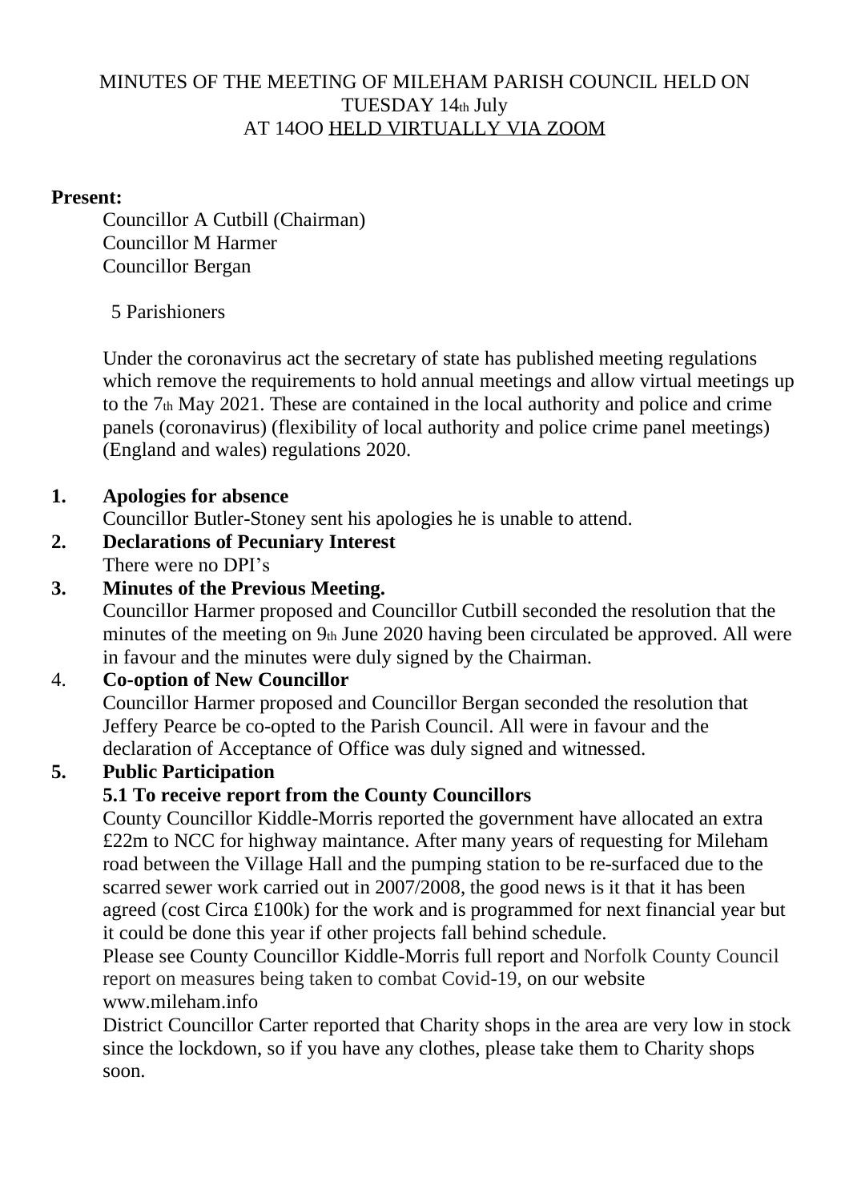MINUTES OF THE MEETING OF MILEHAM PARISH COUNCIL HELD ON TUESDAY 14th July AT 14OO HELD VIRTUALLY VIA ZOOM

**Present:**

Councillor A Cutbill (Chairman)
Councillor M Harmer
Councillor Bergan

5 Parishioners

Under the coronavirus act the secretary of state has published meeting regulations which remove the requirements to hold annual meetings and allow virtual meetings up to the 7th May 2021. These are contained in the local authority and police and crime panels (coronavirus) (flexibility of local authority and police crime panel meetings) (England and wales) regulations 2020.

1. **Apologies for absence**
   Councillor Butler-Stoney sent his apologies he is unable to attend.
2. **Declarations of Pecuniary Interest**
   There were no DPI's
3. **Minutes of the Previous Meeting.**
   Councillor Harmer proposed and Councillor Cutbill seconded the resolution that the minutes of the meeting on 9th June 2020 having been circulated be approved. All were in favour and the minutes were duly signed by the Chairman.
4. **Co-option of New Councillor**
   Councillor Harmer proposed and Councillor Bergan seconded the resolution that Jeffery Pearce be co-opted to the Parish Council. All were in favour and the declaration of Acceptance of Office was duly signed and witnessed.
5. **Public Participation**

   **5.1 To receive report from the County Councillors**

   County Councillor Kiddle-Morris reported the government have allocated an extra £22m to NCC for highway maintance. After many years of requesting for Mileham road between the Village Hall and the pumping station to be re-surfaced due to the scarred sewer work carried out in 2007/2008, the good news is it that it has been agreed (cost Circa £100k) for the work and is programmed for next financial year but it could be done this year if other projects fall behind schedule.

   Please see County Councillor Kiddle-Morris full report and Norfolk County Council report on measures being taken to combat Covid-19, on our website www.mileham.info

   District Councillor Carter reported that Charity shops in the area are very low in stock since the lockdown, so if you have any clothes, please take them to Charity shops soon.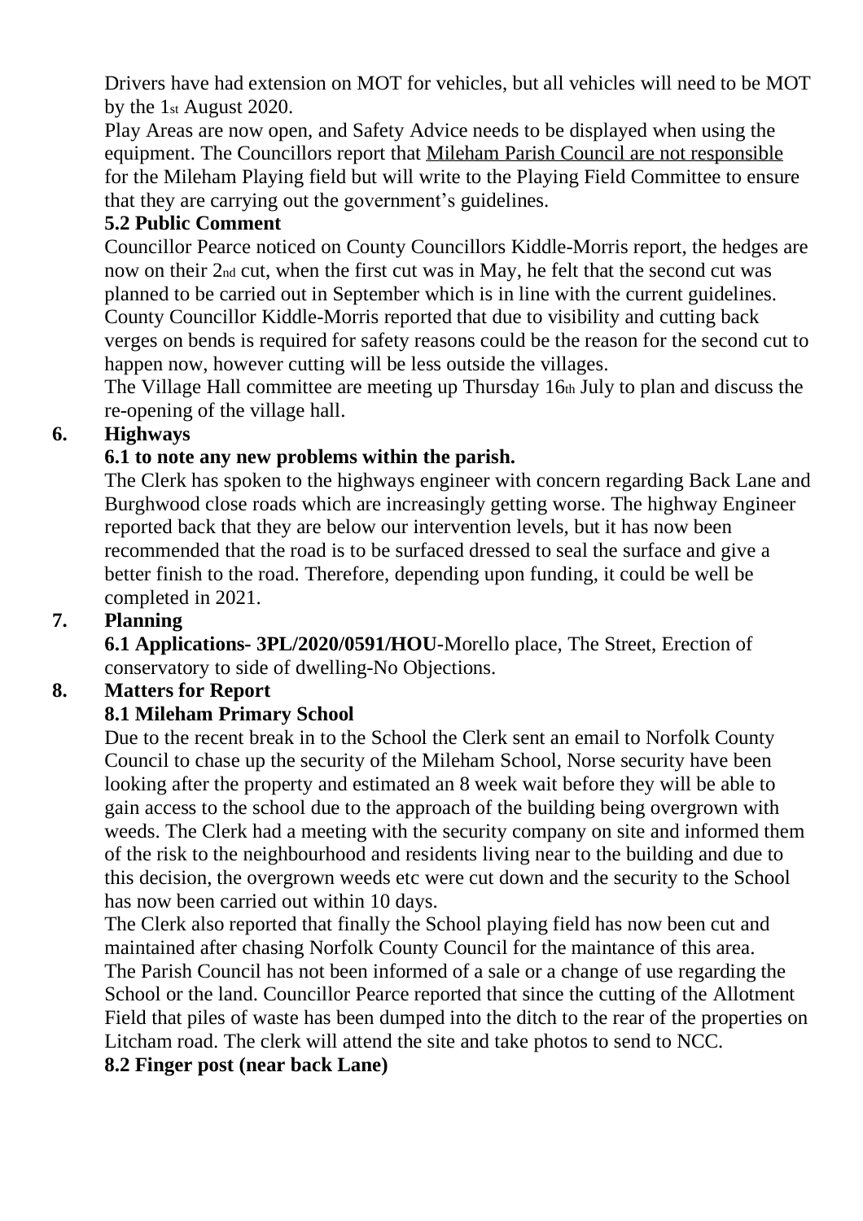Drivers have had extension on MOT for vehicles, but all vehicles will need to be MOT by the 1st August 2020.

Play Areas are now open, and Safety Advice needs to be displayed when using the equipment. The Councillors report that Mileham Parish Council are not responsible for the Mileham Playing field but will write to the Playing Field Committee to ensure that they are carrying out the government's guidelines.

**5.2 Public Comment**

Councillor Pearce noticed on County Councillors Kiddle-Morris report, the hedges are now on their 2nd cut, when the first cut was in May, he felt that the second cut was planned to be carried out in September which is in line with the current guidelines. County Councillor Kiddle-Morris reported that due to visibility and cutting back verges on bends is required for safety reasons could be the reason for the second cut to happen now, however cutting will be less outside the villages.

The Village Hall committee are meeting up Thursday 16th July to plan and discuss the re-opening of the village hall.

## 6. Highways

**6.1 to note any new problems within the parish.**

The Clerk has spoken to the highways engineer with concern regarding Back Lane and Burghwood close roads which are increasingly getting worse. The highway Engineer reported back that they are below our intervention levels, but it has now been recommended that the road is to be surfaced dressed to seal the surface and give a better finish to the road. Therefore, depending upon funding, it could be well be completed in 2021.

## 7. Planning

**6.1 Applications- 3PL/2020/0591/HOU**-Morello place, The Street, Erection of conservatory to side of dwelling-No Objections.

## 8. Matters for Report

**8.1 Mileham Primary School**

Due to the recent break in to the School the Clerk sent an email to Norfolk County Council to chase up the security of the Mileham School, Norse security have been looking after the property and estimated an 8 week wait before they will be able to gain access to the school due to the approach of the building being overgrown with weeds. The Clerk had a meeting with the security company on site and informed them of the risk to the neighbourhood and residents living near to the building and due to this decision, the overgrown weeds etc were cut down and the security to the School has now been carried out within 10 days.

The Clerk also reported that finally the School playing field has now been cut and maintained after chasing Norfolk County Council for the maintance of this area.

The Parish Council has not been informed of a sale or a change of use regarding the School or the land. Councillor Pearce reported that since the cutting of the Allotment Field that piles of waste has been dumped into the ditch to the rear of the properties on Litcham road. The clerk will attend the site and take photos to send to NCC.

**8.2 Finger post (near back Lane)**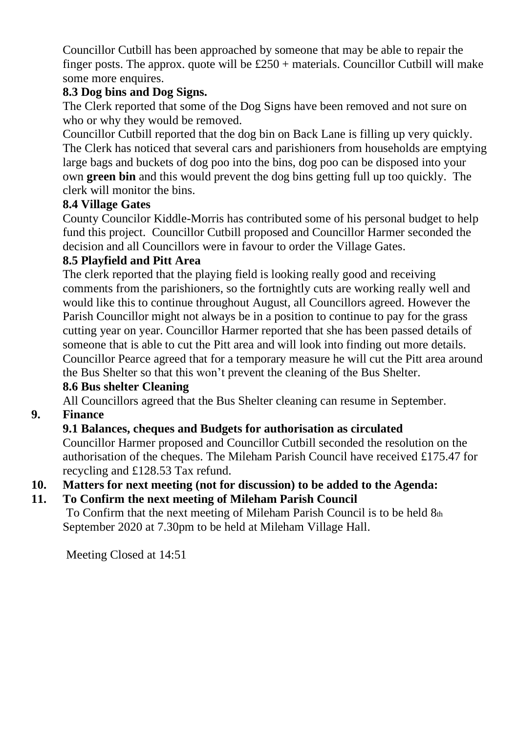Councillor Cutbill has been approached by someone that may be able to repair the finger posts. The approx. quote will be £250 + materials. Councillor Cutbill will make some more enquires.

**8.3 Dog bins and Dog Signs.**

The Clerk reported that some of the Dog Signs have been removed and not sure on who or why they would be removed.

Councillor Cutbill reported that the dog bin on Back Lane is filling up very quickly. The Clerk has noticed that several cars and parishioners from households are emptying large bags and buckets of dog poo into the bins, dog poo can be disposed into your own **green bin** and this would prevent the dog bins getting full up too quickly. The clerk will monitor the bins.

**8.4 Village Gates**

County Councilor Kiddle-Morris has contributed some of his personal budget to help fund this project. Councillor Cutbill proposed and Councillor Harmer seconded the decision and all Councillors were in favour to order the Village Gates.

**8.5 Playfield and Pitt Area**

The clerk reported that the playing field is looking really good and receiving comments from the parishioners, so the fortnightly cuts are working really well and would like this to continue throughout August, all Councillors agreed. However the Parish Councillor might not always be in a position to continue to pay for the grass cutting year on year. Councillor Harmer reported that she has been passed details of someone that is able to cut the Pitt area and will look into finding out more details. Councillor Pearce agreed that for a temporary measure he will cut the Pitt area around the Bus Shelter so that this won't prevent the cleaning of the Bus Shelter.

**8.6 Bus shelter Cleaning**

All Councillors agreed that the Bus Shelter cleaning can resume in September.

**9. Finance**

**9.1 Balances, cheques and Budgets for authorisation as circulated**

Councillor Harmer proposed and Councillor Cutbill seconded the resolution on the authorisation of the cheques. The Mileham Parish Council have received £175.47 for recycling and £128.53 Tax refund.

**10. Matters for next meeting (not for discussion) to be added to the Agenda:**

**11. To Confirm the next meeting of Mileham Parish Council**

To Confirm that the next meeting of Mileham Parish Council is to be held 8th September 2020 at 7.30pm to be held at Mileham Village Hall.

Meeting Closed at 14:51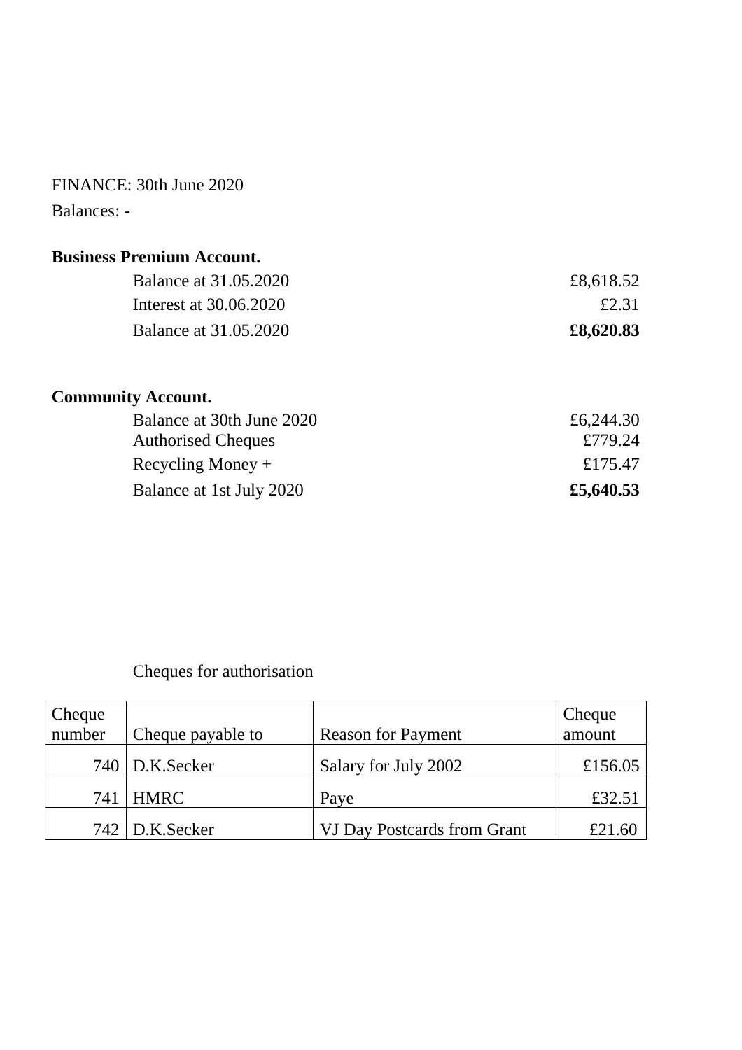FINANCE: 30th June 2020

Balances: -

**Business Premium Account.**

| | |
|---|---|
| Balance at 31.05.2020 | £8,618.52 |
| Interest at 30.06.2020 | £2.31 |
| Balance at 31.05.2020 | **£8,620.83** |

**Community Account.**

| | |
|---|---|
| Balance at 30th June 2020 | £6,244.30 |
| Authorised Cheques | £779.24 |
| Recycling Money + | £175.47 |
| Balance at 1st July 2020 | **£5,640.53** |

Cheques for authorisation

| Cheque number | Cheque payable to | Reason for Payment | Cheque amount |
|---|---|---|---|
| 740 | D.K.Secker | Salary for July 2002 | £156.05 |
| 741 | HMRC | Paye | £32.51 |
| 742 | D.K.Secker | VJ Day Postcards from Grant | £21.60 |